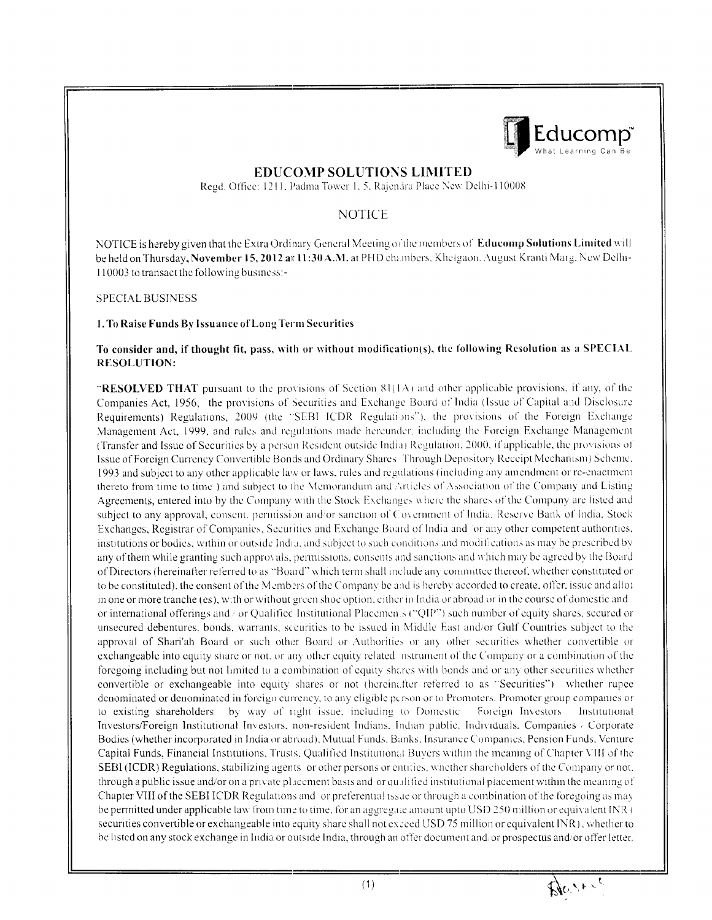# EDUCOMP SOLUTIONS LIMITED

Regd. Office: 1211, Padma Tower I, 5, Rajendra Place New Delhi-110008

## NOTICE

NOTICE is hereby given that the Extra Ordinary General Meeting of the members of **Educomp Solutions Limited** will be held on Thursday, **November 15, 2012 at 11:30 A.M.** at PHD chambers, Khelgaon, August Kranti Marg, New Delhi-110003 to transact the following business:-

SPECIAL BUSINESS

**1. To Raise Funds By Issuance of Long Term Securities**

**To consider and, if thought fit, pass, with or without modification(s), the following Resolution as a SPECIAL RESOLUTION:**

"**RESOLVED THAT** pursuant to the provisions of Section 81(1A) and other applicable provisions, if any, of the Companies Act, 1956, the provisions of Securities and Exchange Board of India (Issue of Capital and Disclosure Requirements) Regulations, 2009 (the "SEBI ICDR Regulations"), the provisions of the Foreign Exchange Management Act, 1999, and rules and regulations made hereunder, including the Foreign Exchange Management (Transfer and Issue of Securities by a person Resident outside India) Regulation, 2000, if applicable, the provisions of Issue of Foreign Currency Convertible Bonds and Ordinary Shares Through Depository Receipt Mechanism) Scheme, 1993 and subject to any other applicable law or laws, rules and regulations (including any amendment or re-enactment thereto from time to time ) and subject to the Memorandum and Articles of Association of the Company and Listing Agreements, entered into by the Company with the Stock Exchanges where the shares of the Company are listed and subject to any approval, consent, permission and/or sanction of Government of India, Reserve Bank of India, Stock Exchanges, Registrar of Companies, Securities and Exchange Board of India and /or any other competent authorities, institutions or bodies, within or outside India, and subject to such conditions and modifications as may be prescribed by any of them while granting such approvals, permissions, consents and sanctions and which may be agreed by the Board of Directors (hereinafter referred to as "Board" which term shall include any committee thereof, whether constituted or to be constituted), the consent of the Members of the Company be and is hereby accorded to create, offer, issue and allot in one or more tranche (es), with or without green shoe option, either in India or abroad or in the course of domestic and or international offerings and / or Qualified Institutional Placements ("QIP") such number of equity shares, secured or unsecured debentures, bonds, warrants, securities to be issued in Middle East and/or Gulf Countries subject to the approval of Shari'ah Board or such other Board or Authorities or any other securities whether convertible or exchangeable into equity share or not, or any other equity related instrument of the Company or a combination of the foregoing including but not limited to a combination of equity shares with bonds and or any other securities whether convertible or exchangeable into equity shares or not (hereinafter referred to as "Securities") whether rupee denominated or denominated in foreign currency, to any eligible person or to Promoters, Promoter group companies or to existing shareholders by way of right issue, including to Domestic Foreign Investors Institutional Investors/Foreign Institutional Investors, non-resident Indians, Indian public, Individuals, Companies / Corporate Bodies (whether incorporated in India or abroad), Mutual Funds, Banks, Insurance Companies, Pension Funds, Venture Capital Funds, Financial Institutions, Trusts, Qualified Institutional Buyers within the meaning of Chapter VIII of the SEBI (ICDR) Regulations, stabilizing agents or other persons or entities, whether shareholders of the Company or not, through a public issue and/or on a private placement basis and or qualified institutional placement within the meaning of Chapter VIII of the SEBI ICDR Regulations and or preferential issue or through a combination of the foregoing as may be permitted under applicable law from time to time, for an aggregate amount upto USD 250 million or equivalent INR ( securities convertible or exchangeable into equity share shall not exceed USD 75 million or equivalent INR) , whether to be listed on any stock exchange in India or outside India, through an offer document and or prospectus and/or offer letter.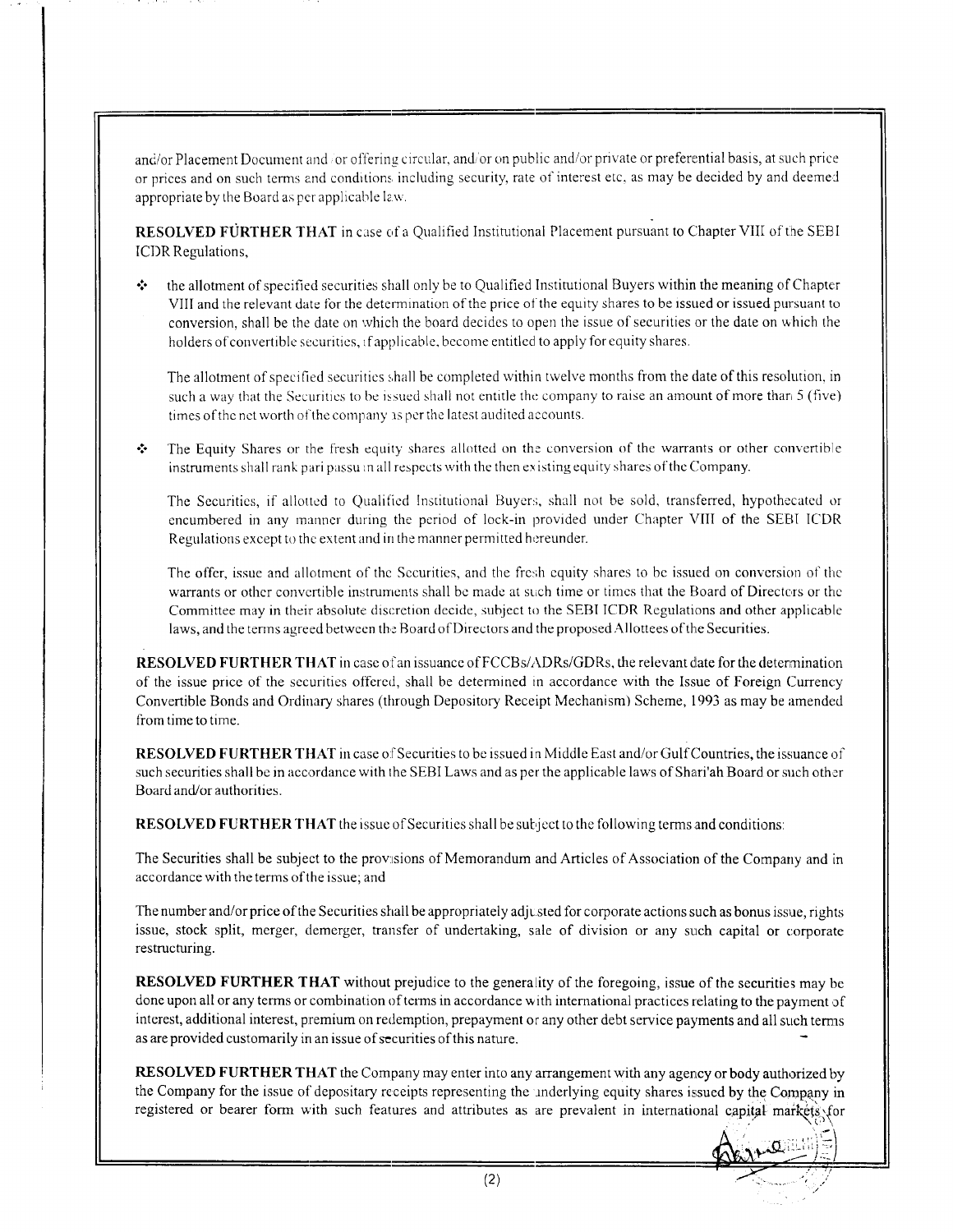and/or Placement Document and /or offering circular, and/or on public and/or private or preferential basis, at such price or prices and on such terms and conditions including security, rate of interest etc. as may be decided by and deemed appropriate by the Board as per applicable law.

**RESOLVED FURTHER THAT** in case of a Qualified Institutional Placement pursuant to Chapter VIII of the SEBI ICDR Regulations,

- the allotment of specified securities shall only be to Qualified Institutional Buyers within the meaning of Chapter VIII and the relevant date for the determination of the price of the equity shares to be issued or issued pursuant to conversion, shall be the date on which the board decides to open the issue of securities or the date on which the holders of convertible securities, if applicable, become entitled to apply for equity shares.

  The allotment of specified securities shall be completed within twelve months from the date of this resolution, in such a way that the Securities to be issued shall not entitle the company to raise an amount of more than 5 (five) times of the net worth of the company as per the latest audited accounts.

- The Equity Shares or the fresh equity shares allotted on the conversion of the warrants or other convertible instruments shall rank pari passu in all respects with the then existing equity shares of the Company.

  The Securities, if allotted to Qualified Institutional Buyers, shall not be sold, transferred, hypothecated or encumbered in any manner during the period of lock-in provided under Chapter VIII of the SEBI ICDR Regulations except to the extent and in the manner permitted hereunder.

  The offer, issue and allotment of the Securities, and the fresh equity shares to be issued on conversion of the warrants or other convertible instruments shall be made at such time or times that the Board of Directors or the Committee may in their absolute discretion decide, subject to the SEBI ICDR Regulations and other applicable laws, and the terms agreed between the Board of Directors and the proposed Allottees of the Securities.

**RESOLVED FURTHER THAT** in case of an issuance of FCCBs/ADRs/GDRs, the relevant date for the determination of the issue price of the securities offered, shall be determined in accordance with the Issue of Foreign Currency Convertible Bonds and Ordinary shares (through Depository Receipt Mechanism) Scheme, 1993 as may be amended from time to time.

**RESOLVED FURTHER THAT** in case of Securities to be issued in Middle East and/or Gulf Countries, the issuance of such securities shall be in accordance with the SEBI Laws and as per the applicable laws of Shari'ah Board or such other Board and/or authorities.

**RESOLVED FURTHER THAT** the issue of Securities shall be subject to the following terms and conditions:

The Securities shall be subject to the provisions of Memorandum and Articles of Association of the Company and in accordance with the terms of the issue; and

The number and/or price of the Securities shall be appropriately adjusted for corporate actions such as bonus issue, rights issue, stock split, merger, demerger, transfer of undertaking, sale of division or any such capital or corporate restructuring.

**RESOLVED FURTHER THAT** without prejudice to the generality of the foregoing, issue of the securities may be done upon all or any terms or combination of terms in accordance with international practices relating to the payment of interest, additional interest, premium on redemption, prepayment or any other debt service payments and all such terms as are provided customarily in an issue of securities of this nature.

**RESOLVED FURTHER THAT** the Company may enter into any arrangement with any agency or body authorized by the Company for the issue of depositary receipts representing the underlying equity shares issued by the Company in registered or bearer form with such features and attributes as are prevalent in international capital markets for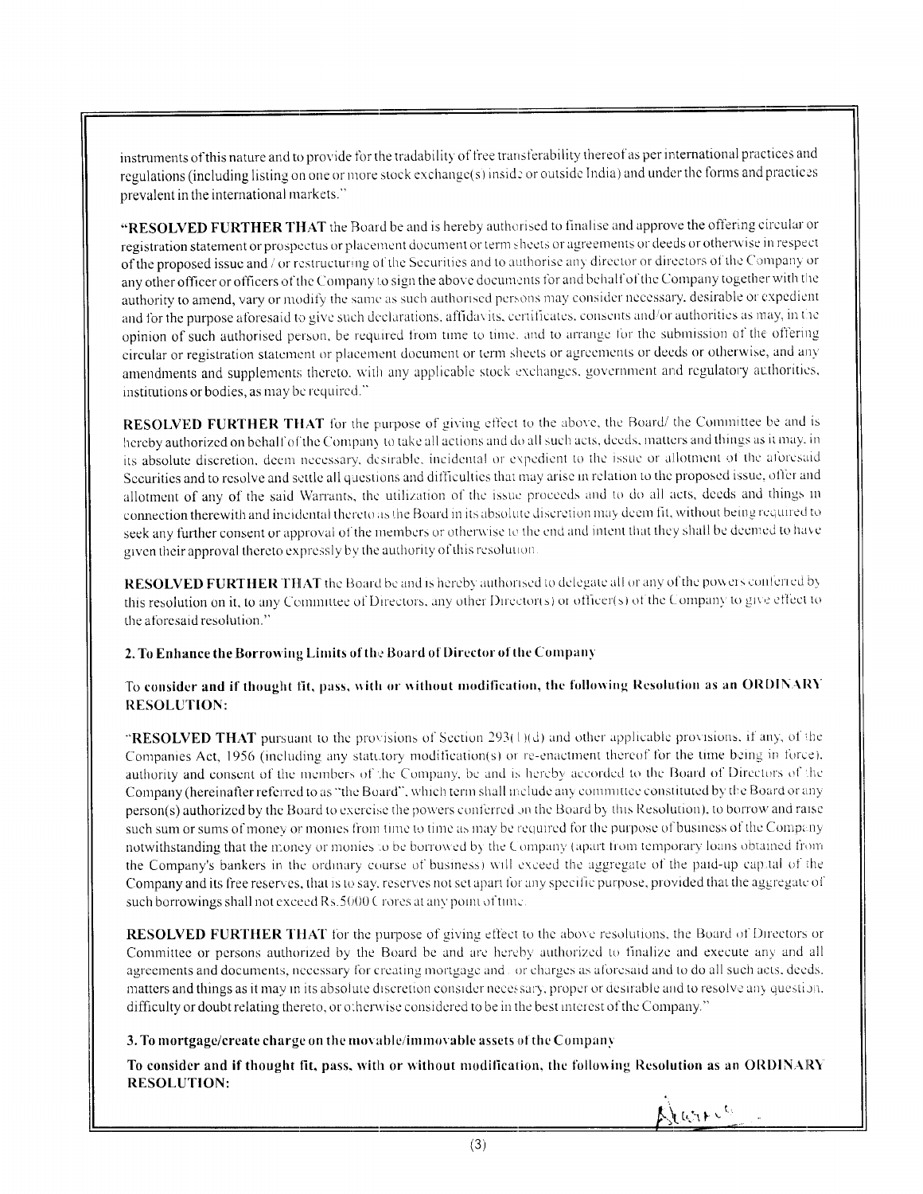instruments of this nature and to provide for the tradability of free transferability thereof as per international practices and regulations (including listing on one or more stock exchange(s) inside or outside India) and under the forms and practices prevalent in the international markets."

**"RESOLVED FURTHER THAT** the Board be and is hereby authorised to finalise and approve the offering circular or registration statement or prospectus or placement document or term sheets or agreements or deeds or otherwise in respect of the proposed issue and / or restructuring of the Securities and to authorise any director or directors of the Company or any other officer or officers of the Company to sign the above documents for and behalf of the Company together with the authority to amend, vary or modify the same as such authorised persons may consider necessary, desirable or expedient and for the purpose aforesaid to give such declarations, affidavits, certificates, consents and/or authorities as may, in the opinion of such authorised person, be required from time to time, and to arrange for the submission of the offering circular or registration statement or placement document or term sheets or agreements or deeds or otherwise, and any amendments and supplements thereto, with any applicable stock exchanges, government and regulatory authorities, institutions or bodies, as may be required."

**RESOLVED FURTHER THAT** for the purpose of giving effect to the above, the Board/ the Committee be and is hereby authorized on behalf of the Company to take all actions and do all such acts, deeds, matters and things as it may, in its absolute discretion, deem necessary, desirable, incidental or expedient to the issue or allotment of the aforesaid Securities and to resolve and settle all questions and difficulties that may arise in relation to the proposed issue, offer and allotment of any of the said Warrants, the utilization of the issue proceeds and to do all acts, deeds and things in connection therewith and incidental thereto as the Board in its absolute discretion may deem fit, without being required to seek any further consent or approval of the members or otherwise to the end and intent that they shall be deemed to have given their approval thereto expressly by the authority of this resolution.

**RESOLVED FURTHER THAT** the Board be and is hereby authorised to delegate all or any of the powers conferred by this resolution on it, to any Committee of Directors, any other Director(s) or officer(s) of the Company to give effect to the aforesaid resolution."

**2. To Enhance the Borrowing Limits of the Board of Director of the Company**

**To consider and if thought fit, pass, with or without modification, the following Resolution as an ORDINARY RESOLUTION:**

"**RESOLVED THAT** pursuant to the provisions of Section 293(1)(d) and other applicable provisions, if any, of the Companies Act, 1956 (including any statutory modification(s) or re-enactment thereof for the time being in force), authority and consent of the members of the Company, be and is hereby accorded to the Board of Directors of the Company (hereinafter referred to as "the Board", which term shall include any committee constituted by the Board or any person(s) authorized by the Board to exercise the powers conferred on the Board by this Resolution), to borrow and raise such sum or sums of money or monies from time to time as may be required for the purpose of business of the Company notwithstanding that the money or monies to be borrowed by the Company (apart from temporary loans obtained from the Company's bankers in the ordinary course of business) will exceed the aggregate of the paid-up capital of the Company and its free reserves, that is to say, reserves not set apart for any specific purpose, provided that the aggregate of such borrowings shall not exceed Rs.5000 Crores at any point of time.

**RESOLVED FURTHER THAT** for the purpose of giving effect to the above resolutions, the Board of Directors or Committee or persons authorized by the Board be and are hereby authorized to finalize and execute any and all agreements and documents, necessary for creating mortgage and / or charges as aforesaid and to do all such acts, deeds, matters and things as it may in its absolute discretion consider necessary, proper or desirable and to resolve any question, difficulty or doubt relating thereto, or otherwise considered to be in the best interest of the Company."

**3. To mortgage/create charge on the movable/immovable assets of the Company**

**To consider and if thought fit, pass, with or without modification, the following Resolution as an ORDINARY RESOLUTION:**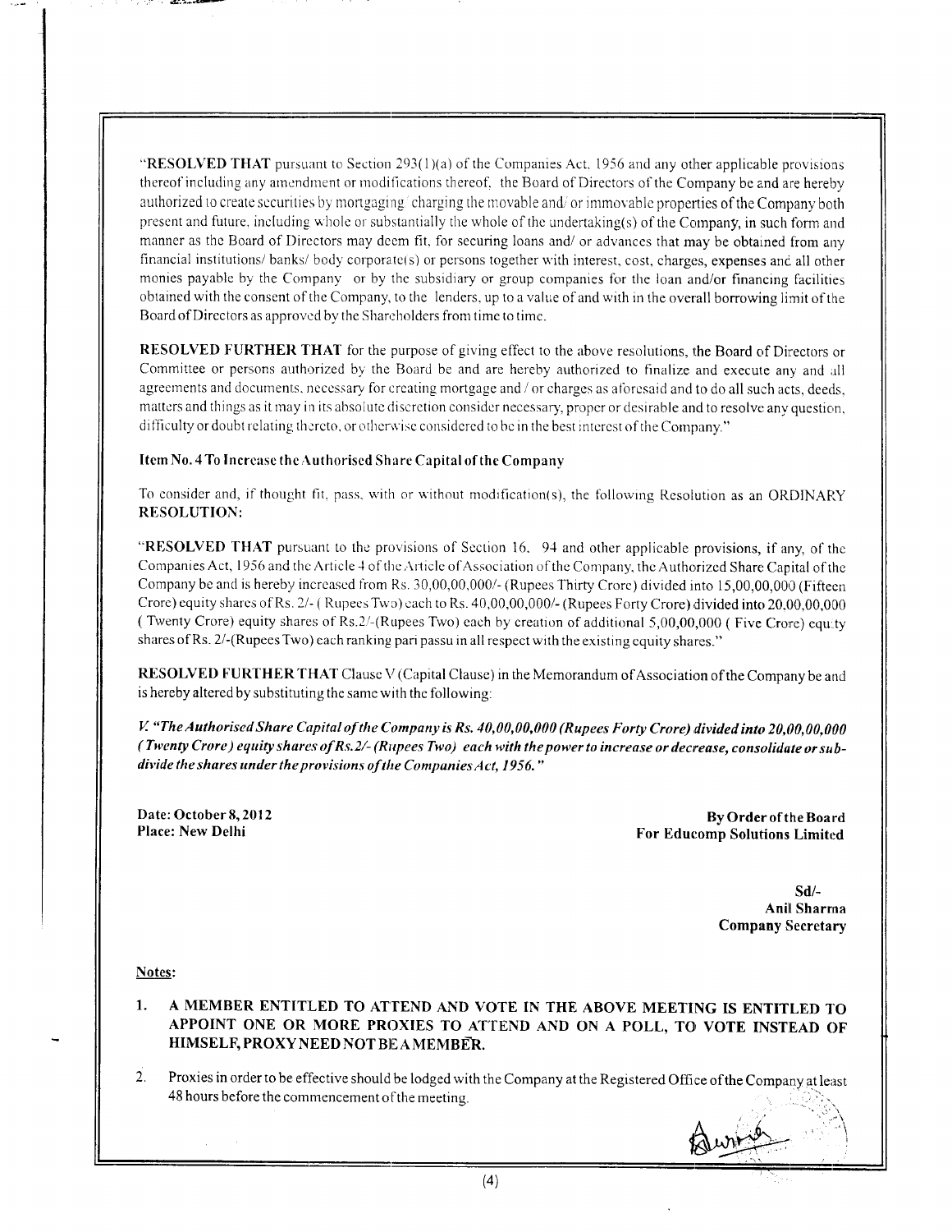"**RESOLVED THAT** pursuant to Section 293(1)(a) of the Companies Act, 1956 and any other applicable provisions thereof including any amendment or modifications thereof, the Board of Directors of the Company be and are hereby authorized to create securities by mortgaging/ charging the movable and/ or immovable properties of the Company both present and future, including whole or substantially the whole of the undertaking(s) of the Company, in such form and manner as the Board of Directors may deem fit, for securing loans and/ or advances that may be obtained from any financial institutions/ banks/ body corporate(s) or persons together with interest, cost, charges, expenses and all other monies payable by the Company or by the subsidiary or group companies for the loan and/or financing facilities obtained with the consent of the Company, to the lenders, up to a value of and with in the overall borrowing limit of the Board of Directors as approved by the Shareholders from time to time.

**RESOLVED FURTHER THAT** for the purpose of giving effect to the above resolutions, the Board of Directors or Committee or persons authorized by the Board be and are hereby authorized to finalize and execute any and all agreements and documents, necessary for creating mortgage and / or charges as aforesaid and to do all such acts, deeds, matters and things as it may in its absolute discretion consider necessary, proper or desirable and to resolve any question, difficulty or doubt relating thereto, or otherwise considered to be in the best interest of the Company."

**Item No. 4 To Increase the Authorised Share Capital of the Company**

To consider and, if thought fit, pass, with or without modification(s), the following Resolution as an ORDINARY **RESOLUTION:**

"**RESOLVED THAT** pursuant to the provisions of Section 16, 94 and other applicable provisions, if any, of the Companies Act, 1956 and the Article 4 of the Article of Association of the Company, the Authorized Share Capital of the Company be and is hereby increased from Rs. 30,00,00,000/- (Rupees Thirty Crore) divided into 15,00,00,000 (Fifteen Crore) equity shares of Rs. 2/- ( Rupees Two) each to Rs. 40,00,00,000/- (Rupees Forty Crore) divided into 20,00,00,000 ( Twenty Crore) equity shares of Rs.2/-(Rupees Two) each by creation of additional 5,00,00,000 ( Five Crore) equity shares of Rs. 2/-(Rupees Two) each ranking pari passu in all respect with the existing equity shares."

**RESOLVED FURTHER THAT** Clause V (Capital Clause) in the Memorandum of Association of the Company be and is hereby altered by substituting the same with the following:

***V. "The Authorised Share Capital of the Company is Rs. 40,00,00,000 (Rupees Forty Crore) divided into 20,00,00,000 ( Twenty Crore) equity shares of Rs.2/- (Rupees Two) each with the power to increase or decrease, consolidate or sub-divide the shares under the provisions of the Companies Act, 1956."***

**Date: October 8, 2012**
**Place: New Delhi**

**By Order of the Board**
**For Educomp Solutions Limited**

**Sd/-**
**Anil Sharma**
**Company Secretary**

**Notes:**

1. **A MEMBER ENTITLED TO ATTEND AND VOTE IN THE ABOVE MEETING IS ENTITLED TO APPOINT ONE OR MORE PROXIES TO ATTEND AND ON A POLL, TO VOTE INSTEAD OF HIMSELF, PROXY NEED NOT BE A MEMBER.**

2. Proxies in order to be effective should be lodged with the Company at the Registered Office of the Company at least 48 hours before the commencement of the meeting.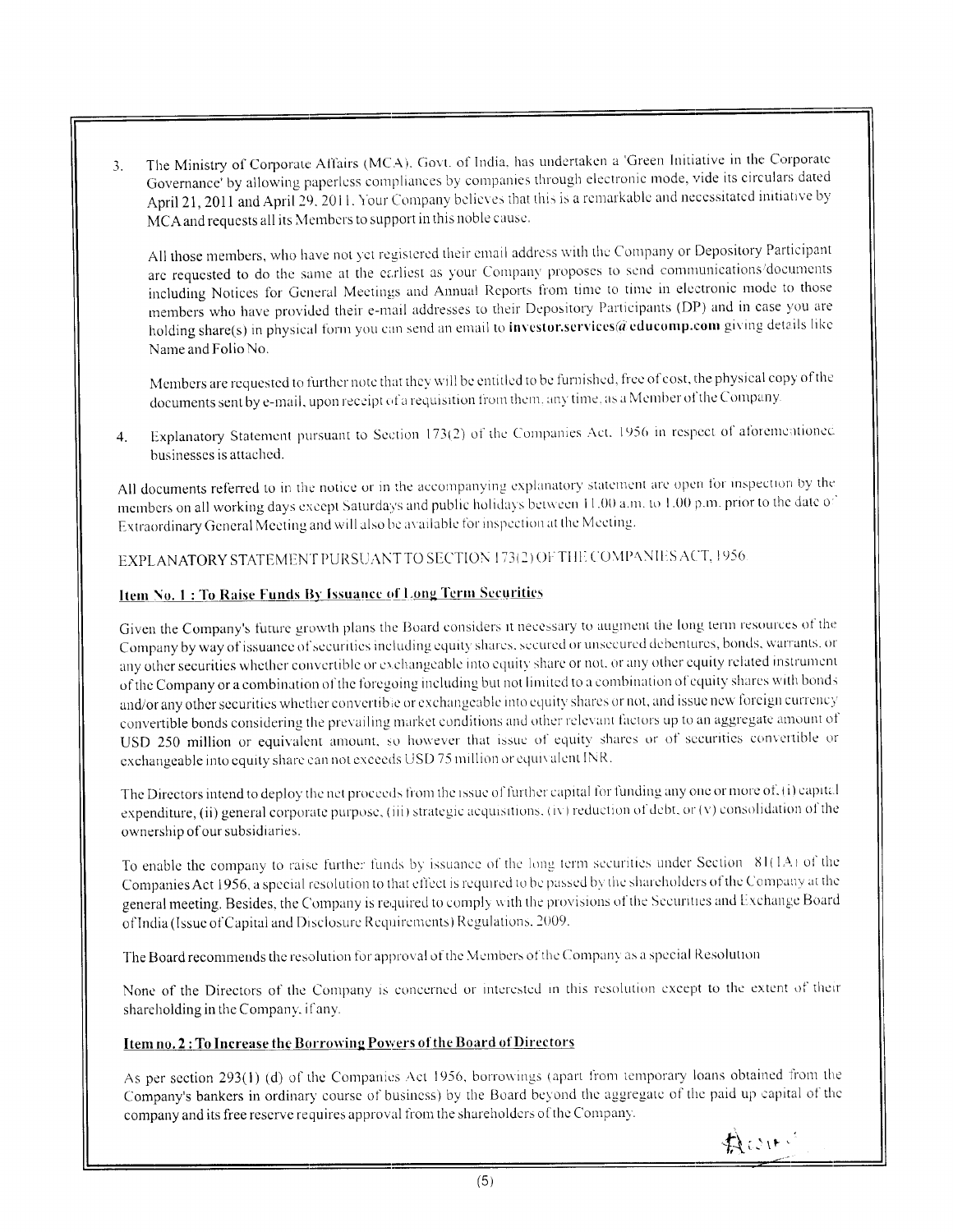3. The Ministry of Corporate Affairs (MCA), Govt. of India, has undertaken a 'Green Initiative in the Corporate Governance' by allowing paperless compliances by companies through electronic mode, vide its circulars dated April 21, 2011 and April 29, 2011. Your Company believes that this is a remarkable and necessitated initiative by MCA and requests all its Members to support in this noble cause.

   All those members, who have not yet registered their email address with the Company or Depository Participant are requested to do the same at the earliest as your Company proposes to send communications/documents including Notices for General Meetings and Annual Reports from time to time in electronic mode to those members who have provided their e-mail addresses to their Depository Participants (DP) and in case you are holding share(s) in physical form you can send an email to **investor.services@educomp.com** giving details like Name and Folio No.

   Members are requested to further note that they will be entitled to be furnished, free of cost, the physical copy of the documents sent by e-mail, upon receipt of a requisition from them, any time, as a Member of the Company.

4. Explanatory Statement pursuant to Section 173(2) of the Companies Act, 1956 in respect of aforementioned businesses is attached.

All documents referred to in the notice or in the accompanying explanatory statement are open for inspection by the members on all working days except Saturdays and public holidays between 11.00 a.m. to 1.00 p.m. prior to the date of Extraordinary General Meeting and will also be available for inspection at the Meeting.

EXPLANATORY STATEMENT PURSUANT TO SECTION 173(2) OF THE COMPANIES ACT, 1956

**Item No. 1 : To Raise Funds By Issuance of Long Term Securities**

Given the Company's future growth plans the Board considers it necessary to augment the long term resources of the Company by way of issuance of securities including equity shares, secured or unsecured debentures, bonds, warrants, or any other securities whether convertible or exchangeable into equity share or not, or any other equity related instrument of the Company or a combination of the foregoing including but not limited to a combination of equity shares with bonds and/or any other securities whether convertible or exchangeable into equity shares or not, and issue new foreign currency convertible bonds considering the prevailing market conditions and other relevant factors up to an aggregate amount of USD 250 million or equivalent amount, so however that issue of equity shares or of securities convertible or exchangeable into equity share can not exceeds USD 75 million or equivalent INR.

The Directors intend to deploy the net proceeds from the issue of further capital for funding any one or more of, (i) capital expenditure, (ii) general corporate purpose, (iii) strategic acquisitions, (iv) reduction of debt, or (v) consolidation of the ownership of our subsidiaries.

To enable the company to raise further funds by issuance of the long term securities under Section 81(1A) of the Companies Act 1956, a special resolution to that effect is required to be passed by the shareholders of the Company at the general meeting. Besides, the Company is required to comply with the provisions of the Securities and Exchange Board of India (Issue of Capital and Disclosure Requirements) Regulations, 2009.

The Board recommends the resolution for approval of the Members of the Company as a special Resolution

None of the Directors of the Company is concerned or interested in this resolution except to the extent of their shareholding in the Company, if any.

**Item no. 2 : To Increase the Borrowing Powers of the Board of Directors**

As per section 293(1) (d) of the Companies Act 1956, borrowings (apart from temporary loans obtained from the Company's bankers in ordinary course of business) by the Board beyond the aggregate of the paid up capital of the company and its free reserve requires approval from the shareholders of the Company.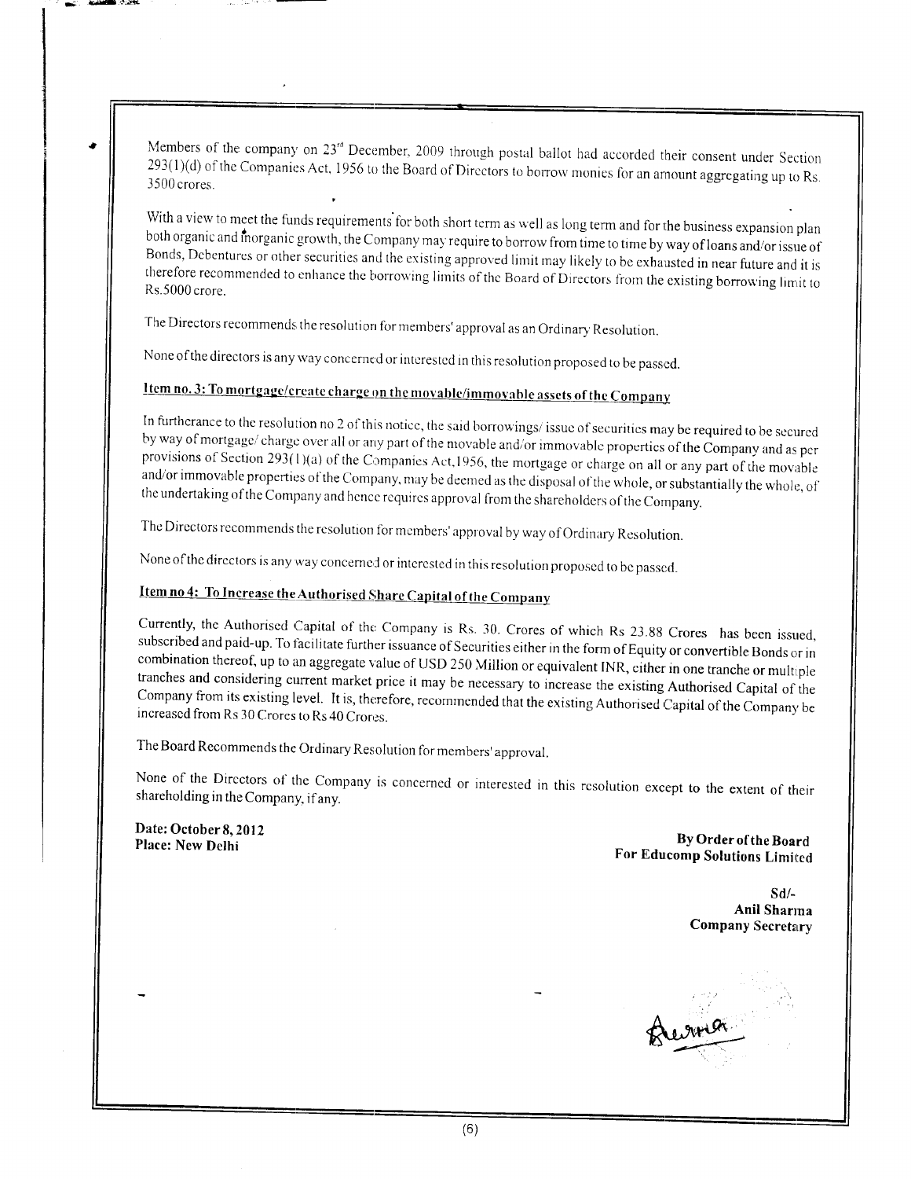Members of the company on 23rd December, 2009 through postal ballot had accorded their consent under Section 293(1)(d) of the Companies Act, 1956 to the Board of Directors to borrow monies for an amount aggregating up to Rs. 3500 crores.

With a view to meet the funds requirements for both short term as well as long term and for the business expansion plan both organic and inorganic growth, the Company may require to borrow from time to time by way of loans and/or issue of Bonds, Debentures or other securities and the existing approved limit may likely to be exhausted in near future and it is therefore recommended to enhance the borrowing limits of the Board of Directors from the existing borrowing limit to Rs.5000 crore.

The Directors recommends the resolution for members' approval as an Ordinary Resolution.

None of the directors is any way concerned or interested in this resolution proposed to be passed.

**Item no. 3: To mortgage/create charge on the movable/immovable assets of the Company**

In furtherance to the resolution no 2 of this notice, the said borrowings/ issue of securities may be required to be secured by way of mortgage/ charge over all or any part of the movable and/or immovable properties of the Company and as per provisions of Section 293(1)(a) of the Companies Act,1956, the mortgage or charge on all or any part of the movable and/or immovable properties of the Company, may be deemed as the disposal of the whole, or substantially the whole, of the undertaking of the Company and hence requires approval from the shareholders of the Company.

The Directors recommends the resolution for members' approval by way of Ordinary Resolution.

None of the directors is any way concerned or interested in this resolution proposed to be passed.

**Item no 4: To Increase the Authorised Share Capital of the Company**

Currently, the Authorised Capital of the Company is Rs. 30. Crores of which Rs 23.88 Crores has been issued, subscribed and paid-up. To facilitate further issuance of Securities either in the form of Equity or convertible Bonds or in combination thereof, up to an aggregate value of USD 250 Million or equivalent INR, either in one tranche or multiple tranches and considering current market price it may be necessary to increase the existing Authorised Capital of the Company from its existing level. It is, therefore, recommended that the existing Authorised Capital of the Company be increased from Rs 30 Crores to Rs 40 Crores.

The Board Recommends the Ordinary Resolution for members' approval.

None of the Directors of the Company is concerned or interested in this resolution except to the extent of their shareholding in the Company, if any.

**Date: October 8, 2012**
**Place: New Delhi**

**By Order of the Board**
**For Educomp Solutions Limited**

**Sd/-**
**Anil Sharma**
**Company Secretary**